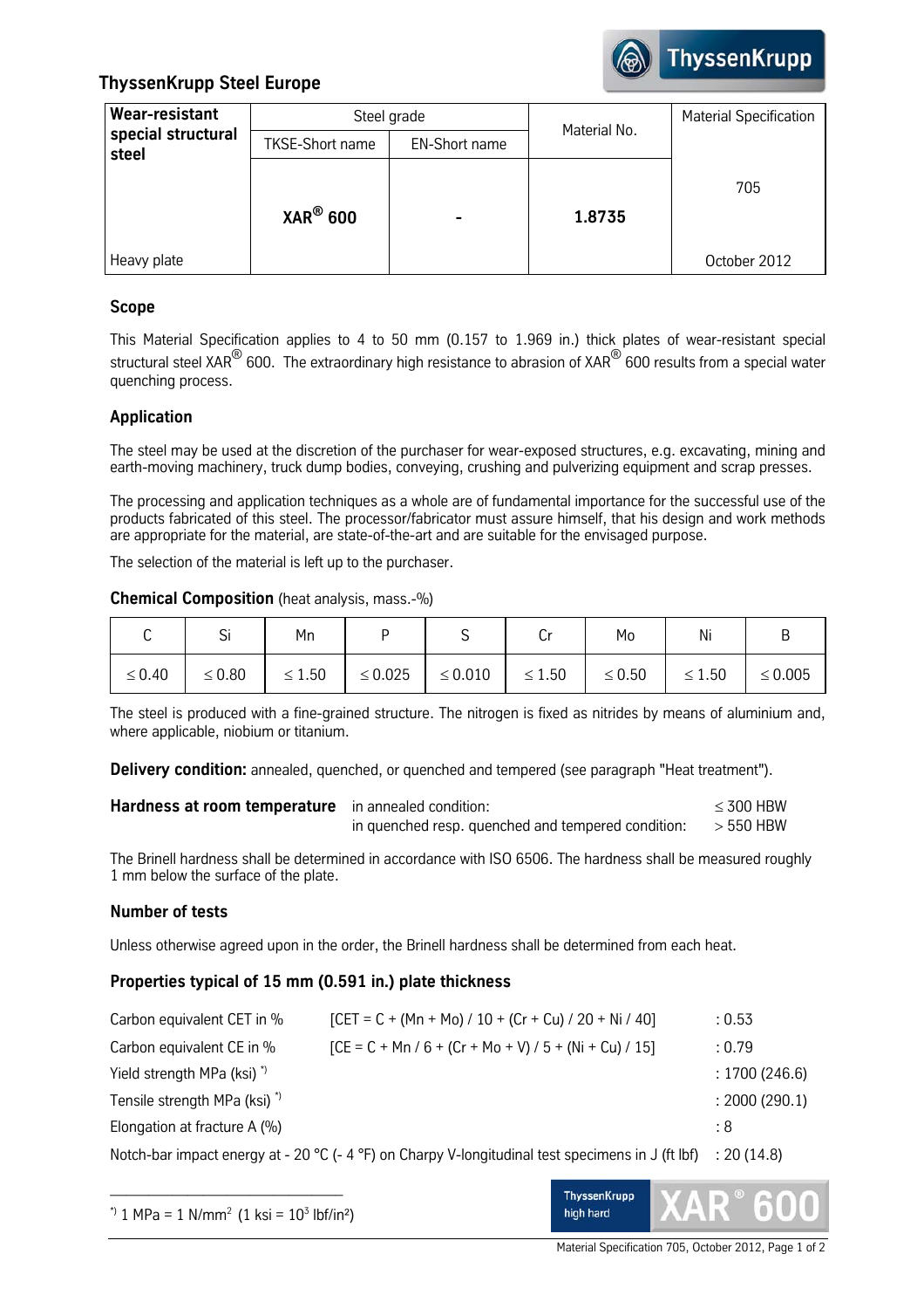# ThyssenKrupp Steel Europe

| Wear-resistant special structural steel | Steel grade | | Material No. | Material Specification |
|---|---|---|---|---|
| | TKSE-Short name | EN-Short name | | |
| | **XAR® 600** | **-** | **1.8735** | 705 |
| Heavy plate | | | | October 2012 |

## Scope

This Material Specification applies to 4 to 50 mm (0.157 to 1.969 in.) thick plates of wear-resistant special structural steel XAR® 600. The extraordinary high resistance to abrasion of XAR® 600 results from a special water quenching process.

## Application

The steel may be used at the discretion of the purchaser for wear-exposed structures, e.g. excavating, mining and earth-moving machinery, truck dump bodies, conveying, crushing and pulverizing equipment and scrap presses.

The processing and application techniques as a whole are of fundamental importance for the successful use of the products fabricated of this steel. The processor/fabricator must assure himself, that his design and work methods are appropriate for the material, are state-of-the-art and are suitable for the envisaged purpose.

The selection of the material is left up to the purchaser.

**Chemical Composition** (heat analysis, mass.-%)

| C | Si | Mn | P | S | Cr | Mo | Ni | B |
|---|---|---|---|---|---|---|---|---|
| ≤ 0.40 | ≤ 0.80 | ≤ 1.50 | ≤ 0.025 | ≤ 0.010 | ≤ 1.50 | ≤ 0.50 | ≤ 1.50 | ≤ 0.005 |

The steel is produced with a fine-grained structure. The nitrogen is fixed as nitrides by means of aluminium and, where applicable, niobium or titanium.

**Delivery condition:** annealed, quenched, or quenched and tempered (see paragraph "Heat treatment").

| **Hardness at room temperature** | | |
|---|---|---|
| | in annealed condition: | ≤ 300 HBW |
| | in quenched resp. quenched and tempered condition: | > 550 HBW |

The Brinell hardness shall be determined in accordance with ISO 6506. The hardness shall be measured roughly 1 mm below the surface of the plate.

## Number of tests

Unless otherwise agreed upon in the order, the Brinell hardness shall be determined from each heat.

## Properties typical of 15 mm (0.591 in.) plate thickness

| | | |
|---|---|---|
| Carbon equivalent CET in % | [CET = C + (Mn + Mo) / 10 + (Cr + Cu) / 20 + Ni / 40] | : 0.53 |
| Carbon equivalent CE in % | [CE = C + Mn / 6 + (Cr + Mo + V) / 5 + (Ni + Cu) / 15] | : 0.79 |
| Yield strength MPa (ksi) *) | | : 1700 (246.6) |
| Tensile strength MPa (ksi) *) | | : 2000 (290.1) |
| Elongation at fracture A (%) | | : 8 |
| Notch-bar impact energy at - 20 °C (- 4 °F) on Charpy V-longitudinal test specimens in J (ft lbf) | | : 20 (14.8) |

---

*) 1 MPa = 1 N/mm$^2$ (1 ksi = $10^3$ lbf/in$^2$)

ThyssenKrupp high hard XAR® 600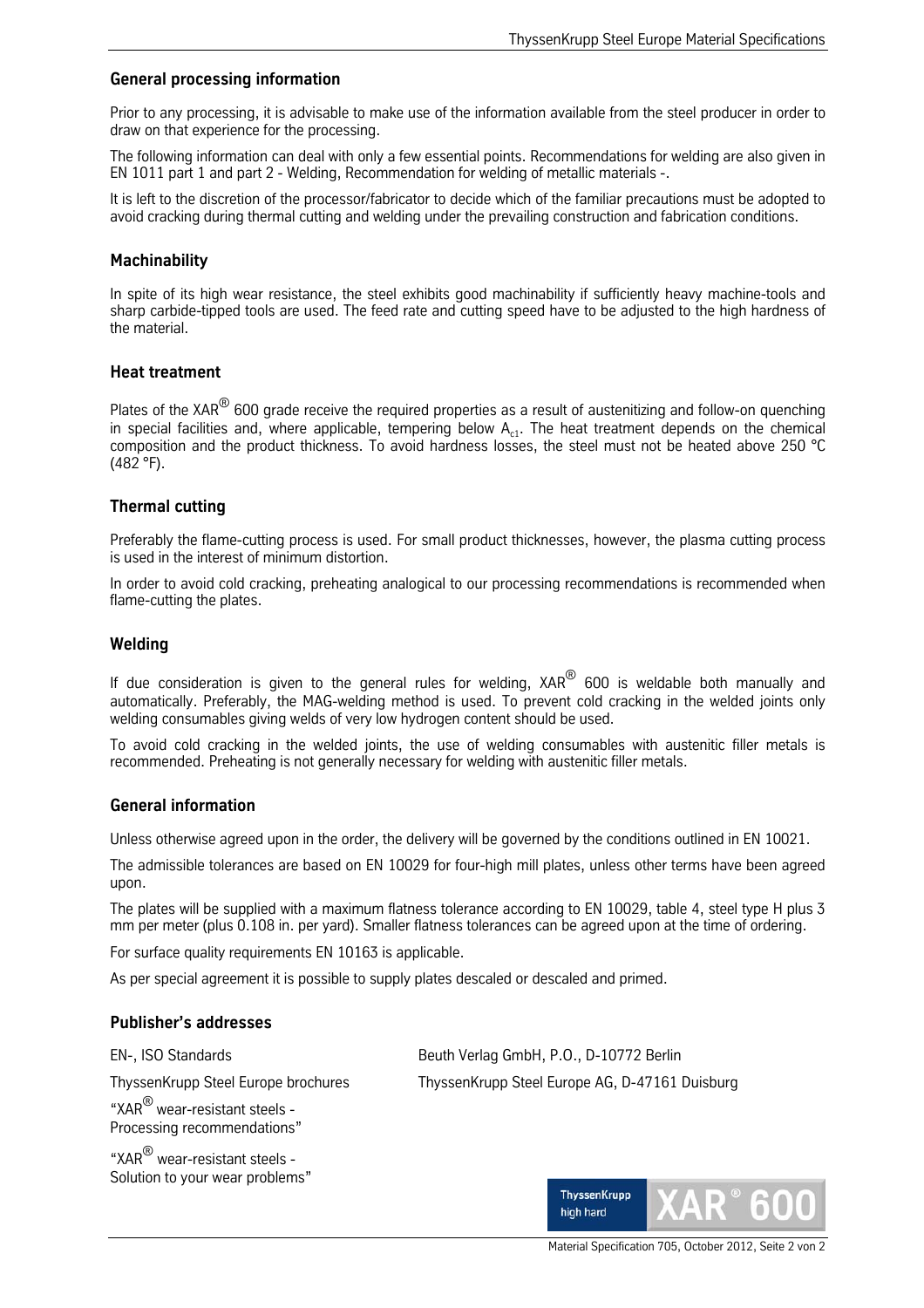## General processing information

Prior to any processing, it is advisable to make use of the information available from the steel producer in order to draw on that experience for the processing.

The following information can deal with only a few essential points. Recommendations for welding are also given in EN 1011 part 1 and part 2 - Welding, Recommendation for welding of metallic materials -.

It is left to the discretion of the processor/fabricator to decide which of the familiar precautions must be adopted to avoid cracking during thermal cutting and welding under the prevailing construction and fabrication conditions.

## Machinability

In spite of its high wear resistance, the steel exhibits good machinability if sufficiently heavy machine-tools and sharp carbide-tipped tools are used. The feed rate and cutting speed have to be adjusted to the high hardness of the material.

## Heat treatment

Plates of the XAR® 600 grade receive the required properties as a result of austenitizing and follow-on quenching in special facilities and, where applicable, tempering below $A_{c1}$. The heat treatment depends on the chemical composition and the product thickness. To avoid hardness losses, the steel must not be heated above 250 °C (482 °F).

## Thermal cutting

Preferably the flame-cutting process is used. For small product thicknesses, however, the plasma cutting process is used in the interest of minimum distortion.

In order to avoid cold cracking, preheating analogical to our processing recommendations is recommended when flame-cutting the plates.

## Welding

If due consideration is given to the general rules for welding, XAR® 600 is weldable both manually and automatically. Preferably, the MAG-welding method is used. To prevent cold cracking in the welded joints only welding consumables giving welds of very low hydrogen content should be used.

To avoid cold cracking in the welded joints, the use of welding consumables with austenitic filler metals is recommended. Preheating is not generally necessary for welding with austenitic filler metals.

## General information

Unless otherwise agreed upon in the order, the delivery will be governed by the conditions outlined in EN 10021.

The admissible tolerances are based on EN 10029 for four-high mill plates, unless other terms have been agreed upon.

The plates will be supplied with a maximum flatness tolerance according to EN 10029, table 4, steel type H plus 3 mm per meter (plus 0.108 in. per yard). Smaller flatness tolerances can be agreed upon at the time of ordering.

For surface quality requirements EN 10163 is applicable.

As per special agreement it is possible to supply plates descaled or descaled and primed.

## Publisher's addresses

| | |
|---|---|
| EN-, ISO Standards | Beuth Verlag GmbH, P.O., D-10772 Berlin |
| ThyssenKrupp Steel Europe brochures | ThyssenKrupp Steel Europe AG, D-47161 Duisburg |
| "XAR® wear-resistant steels - Processing recommendations" | |
| "XAR® wear-resistant steels - Solution to your wear problems" | |

ThyssenKrupp high hard XAR® 600

Material Specification 705, October 2012